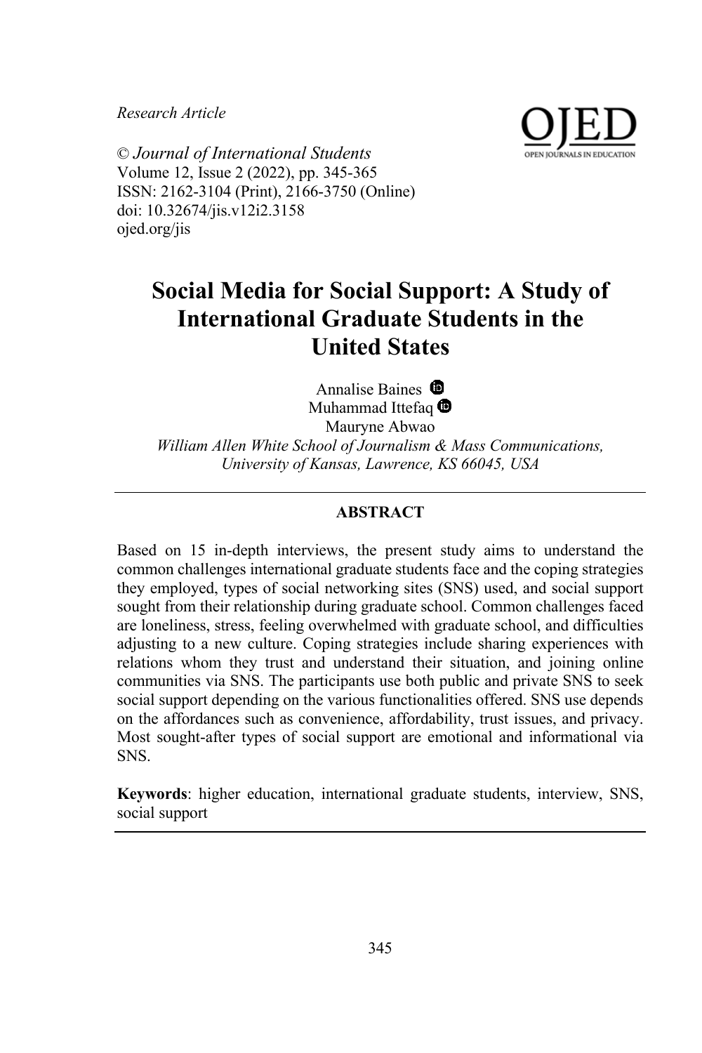*Research Article*

© *Journal of International Students*
Volume 12, Issue 2 (2022), pp. 345-365
ISSN: 2162-3104 (Print), 2166-3750 (Online)
doi: 10.32674/jis.v12i2.3158
ojed.org/jis

# Social Media for Social Support: A Study of International Graduate Students in the United States

Annalise Baines
Muhammad Ittefaq
Mauryne Abwao
*William Allen White School of Journalism & Mass Communications, University of Kansas, Lawrence, KS 66045, USA*

## ABSTRACT

Based on 15 in-depth interviews, the present study aims to understand the common challenges international graduate students face and the coping strategies they employed, types of social networking sites (SNS) used, and social support sought from their relationship during graduate school. Common challenges faced are loneliness, stress, feeling overwhelmed with graduate school, and difficulties adjusting to a new culture. Coping strategies include sharing experiences with relations whom they trust and understand their situation, and joining online communities via SNS. The participants use both public and private SNS to seek social support depending on the various functionalities offered. SNS use depends on the affordances such as convenience, affordability, trust issues, and privacy. Most sought-after types of social support are emotional and informational via SNS.

**Keywords**: higher education, international graduate students, interview, SNS, social support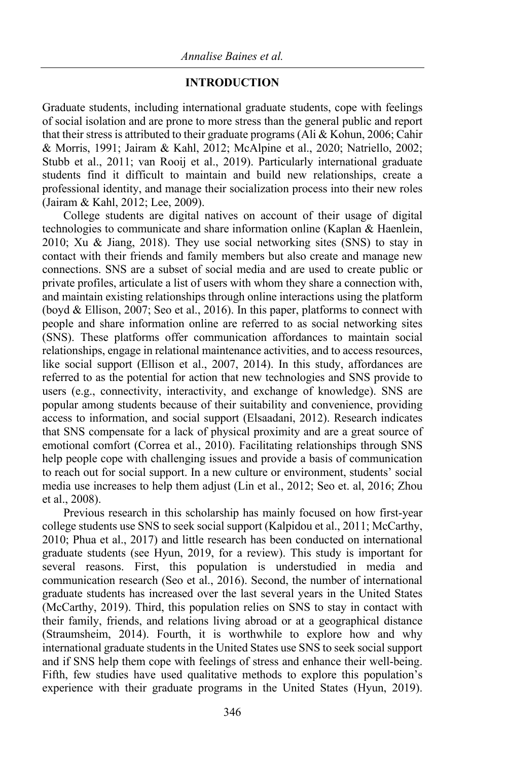## INTRODUCTION

Graduate students, including international graduate students, cope with feelings of social isolation and are prone to more stress than the general public and report that their stress is attributed to their graduate programs (Ali & Kohun, 2006; Cahir & Morris, 1991; Jairam & Kahl, 2012; McAlpine et al., 2020; Natriello, 2002; Stubb et al., 2011; van Rooij et al., 2019). Particularly international graduate students find it difficult to maintain and build new relationships, create a professional identity, and manage their socialization process into their new roles (Jairam & Kahl, 2012; Lee, 2009).

College students are digital natives on account of their usage of digital technologies to communicate and share information online (Kaplan & Haenlein, 2010; Xu & Jiang, 2018). They use social networking sites (SNS) to stay in contact with their friends and family members but also create and manage new connections. SNS are a subset of social media and are used to create public or private profiles, articulate a list of users with whom they share a connection with, and maintain existing relationships through online interactions using the platform (boyd & Ellison, 2007; Seo et al., 2016). In this paper, platforms to connect with people and share information online are referred to as social networking sites (SNS). These platforms offer communication affordances to maintain social relationships, engage in relational maintenance activities, and to access resources, like social support (Ellison et al., 2007, 2014). In this study, affordances are referred to as the potential for action that new technologies and SNS provide to users (e.g., connectivity, interactivity, and exchange of knowledge). SNS are popular among students because of their suitability and convenience, providing access to information, and social support (Elsaadani, 2012). Research indicates that SNS compensate for a lack of physical proximity and are a great source of emotional comfort (Correa et al., 2010). Facilitating relationships through SNS help people cope with challenging issues and provide a basis of communication to reach out for social support. In a new culture or environment, students' social media use increases to help them adjust (Lin et al., 2012; Seo et. al, 2016; Zhou et al., 2008).

Previous research in this scholarship has mainly focused on how first-year college students use SNS to seek social support (Kalpidou et al., 2011; McCarthy, 2010; Phua et al., 2017) and little research has been conducted on international graduate students (see Hyun, 2019, for a review). This study is important for several reasons. First, this population is understudied in media and communication research (Seo et al., 2016). Second, the number of international graduate students has increased over the last several years in the United States (McCarthy, 2019). Third, this population relies on SNS to stay in contact with their family, friends, and relations living abroad or at a geographical distance (Straumsheim, 2014). Fourth, it is worthwhile to explore how and why international graduate students in the United States use SNS to seek social support and if SNS help them cope with feelings of stress and enhance their well-being. Fifth, few studies have used qualitative methods to explore this population's experience with their graduate programs in the United States (Hyun, 2019).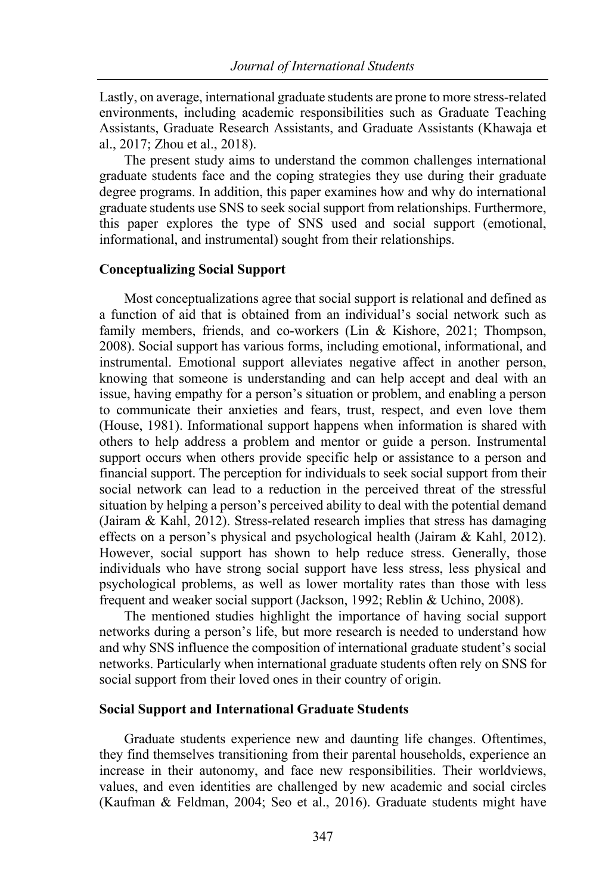Lastly, on average, international graduate students are prone to more stress-related environments, including academic responsibilities such as Graduate Teaching Assistants, Graduate Research Assistants, and Graduate Assistants (Khawaja et al., 2017; Zhou et al., 2018).

The present study aims to understand the common challenges international graduate students face and the coping strategies they use during their graduate degree programs. In addition, this paper examines how and why do international graduate students use SNS to seek social support from relationships. Furthermore, this paper explores the type of SNS used and social support (emotional, informational, and instrumental) sought from their relationships.

### Conceptualizing Social Support

Most conceptualizations agree that social support is relational and defined as a function of aid that is obtained from an individual's social network such as family members, friends, and co-workers (Lin & Kishore, 2021; Thompson, 2008). Social support has various forms, including emotional, informational, and instrumental. Emotional support alleviates negative affect in another person, knowing that someone is understanding and can help accept and deal with an issue, having empathy for a person's situation or problem, and enabling a person to communicate their anxieties and fears, trust, respect, and even love them (House, 1981). Informational support happens when information is shared with others to help address a problem and mentor or guide a person. Instrumental support occurs when others provide specific help or assistance to a person and financial support. The perception for individuals to seek social support from their social network can lead to a reduction in the perceived threat of the stressful situation by helping a person's perceived ability to deal with the potential demand (Jairam & Kahl, 2012). Stress-related research implies that stress has damaging effects on a person's physical and psychological health (Jairam & Kahl, 2012). However, social support has shown to help reduce stress. Generally, those individuals who have strong social support have less stress, less physical and psychological problems, as well as lower mortality rates than those with less frequent and weaker social support (Jackson, 1992; Reblin & Uchino, 2008).

The mentioned studies highlight the importance of having social support networks during a person's life, but more research is needed to understand how and why SNS influence the composition of international graduate student's social networks. Particularly when international graduate students often rely on SNS for social support from their loved ones in their country of origin.

### Social Support and International Graduate Students

Graduate students experience new and daunting life changes. Oftentimes, they find themselves transitioning from their parental households, experience an increase in their autonomy, and face new responsibilities. Their worldviews, values, and even identities are challenged by new academic and social circles (Kaufman & Feldman, 2004; Seo et al., 2016). Graduate students might have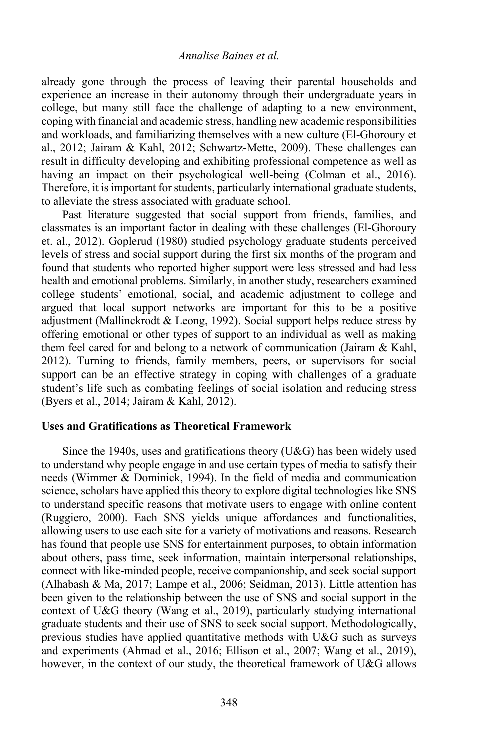already gone through the process of leaving their parental households and experience an increase in their autonomy through their undergraduate years in college, but many still face the challenge of adapting to a new environment, coping with financial and academic stress, handling new academic responsibilities and workloads, and familiarizing themselves with a new culture (El-Ghoroury et al., 2012; Jairam & Kahl, 2012; Schwartz-Mette, 2009). These challenges can result in difficulty developing and exhibiting professional competence as well as having an impact on their psychological well-being (Colman et al., 2016). Therefore, it is important for students, particularly international graduate students, to alleviate the stress associated with graduate school.

Past literature suggested that social support from friends, families, and classmates is an important factor in dealing with these challenges (El-Ghoroury et. al., 2012). Goplerud (1980) studied psychology graduate students perceived levels of stress and social support during the first six months of the program and found that students who reported higher support were less stressed and had less health and emotional problems. Similarly, in another study, researchers examined college students' emotional, social, and academic adjustment to college and argued that local support networks are important for this to be a positive adjustment (Mallinckrodt & Leong, 1992). Social support helps reduce stress by offering emotional or other types of support to an individual as well as making them feel cared for and belong to a network of communication (Jairam & Kahl, 2012). Turning to friends, family members, peers, or supervisors for social support can be an effective strategy in coping with challenges of a graduate student's life such as combating feelings of social isolation and reducing stress (Byers et al., 2014; Jairam & Kahl, 2012).

### Uses and Gratifications as Theoretical Framework

Since the 1940s, uses and gratifications theory (U&G) has been widely used to understand why people engage in and use certain types of media to satisfy their needs (Wimmer & Dominick, 1994). In the field of media and communication science, scholars have applied this theory to explore digital technologies like SNS to understand specific reasons that motivate users to engage with online content (Ruggiero, 2000). Each SNS yields unique affordances and functionalities, allowing users to use each site for a variety of motivations and reasons. Research has found that people use SNS for entertainment purposes, to obtain information about others, pass time, seek information, maintain interpersonal relationships, connect with like-minded people, receive companionship, and seek social support (Alhabash & Ma, 2017; Lampe et al., 2006; Seidman, 2013). Little attention has been given to the relationship between the use of SNS and social support in the context of U&G theory (Wang et al., 2019), particularly studying international graduate students and their use of SNS to seek social support. Methodologically, previous studies have applied quantitative methods with U&G such as surveys and experiments (Ahmad et al., 2016; Ellison et al., 2007; Wang et al., 2019), however, in the context of our study, the theoretical framework of U&G allows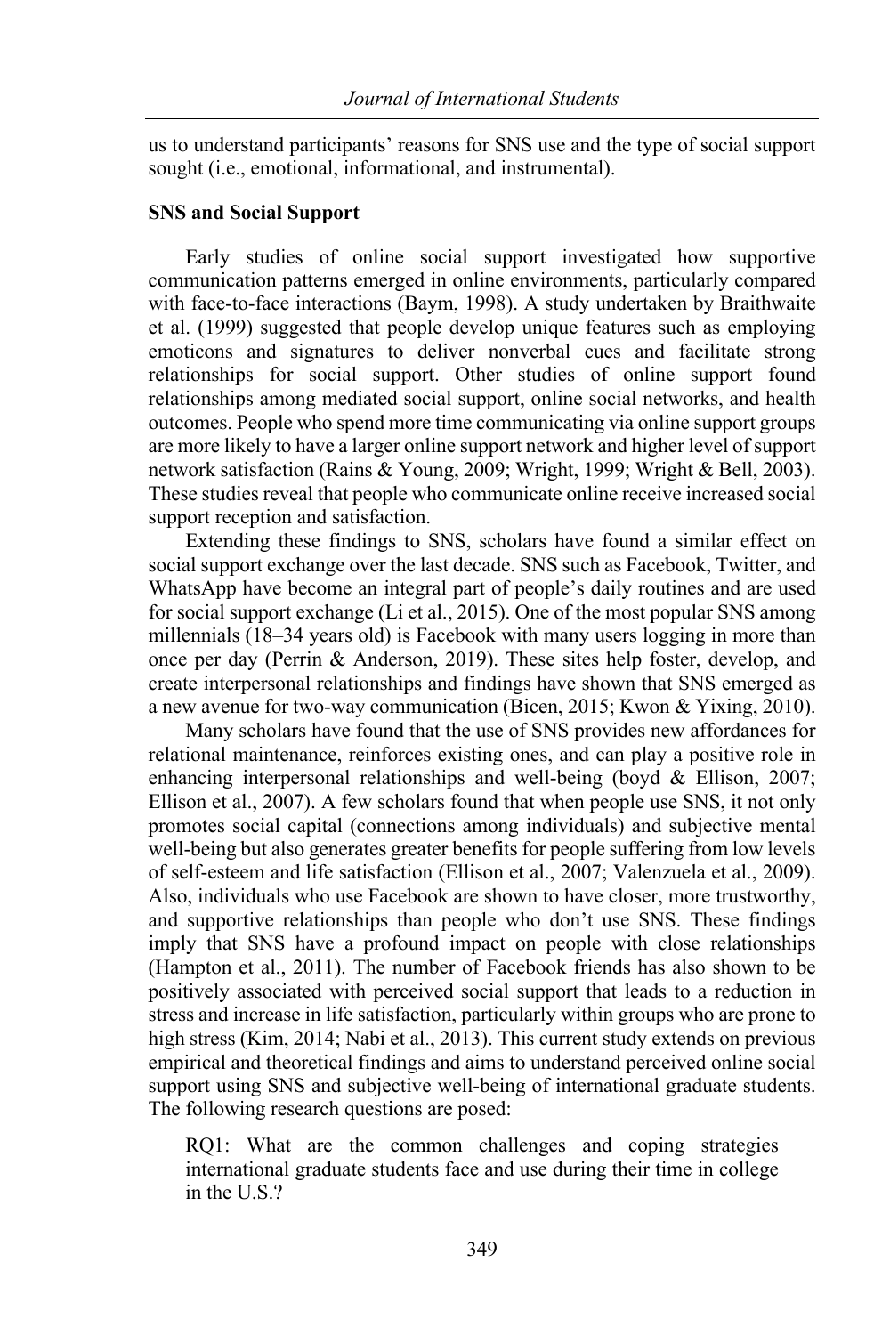us to understand participants' reasons for SNS use and the type of social support sought (i.e., emotional, informational, and instrumental).

### SNS and Social Support

Early studies of online social support investigated how supportive communication patterns emerged in online environments, particularly compared with face-to-face interactions (Baym, 1998). A study undertaken by Braithwaite et al. (1999) suggested that people develop unique features such as employing emoticons and signatures to deliver nonverbal cues and facilitate strong relationships for social support. Other studies of online support found relationships among mediated social support, online social networks, and health outcomes. People who spend more time communicating via online support groups are more likely to have a larger online support network and higher level of support network satisfaction (Rains & Young, 2009; Wright, 1999; Wright & Bell, 2003). These studies reveal that people who communicate online receive increased social support reception and satisfaction.

Extending these findings to SNS, scholars have found a similar effect on social support exchange over the last decade. SNS such as Facebook, Twitter, and WhatsApp have become an integral part of people's daily routines and are used for social support exchange (Li et al., 2015). One of the most popular SNS among millennials (18–34 years old) is Facebook with many users logging in more than once per day (Perrin & Anderson, 2019). These sites help foster, develop, and create interpersonal relationships and findings have shown that SNS emerged as a new avenue for two-way communication (Bicen, 2015; Kwon & Yixing, 2010).

Many scholars have found that the use of SNS provides new affordances for relational maintenance, reinforces existing ones, and can play a positive role in enhancing interpersonal relationships and well-being (boyd & Ellison, 2007; Ellison et al., 2007). A few scholars found that when people use SNS, it not only promotes social capital (connections among individuals) and subjective mental well-being but also generates greater benefits for people suffering from low levels of self-esteem and life satisfaction (Ellison et al., 2007; Valenzuela et al., 2009). Also, individuals who use Facebook are shown to have closer, more trustworthy, and supportive relationships than people who don't use SNS. These findings imply that SNS have a profound impact on people with close relationships (Hampton et al., 2011). The number of Facebook friends has also shown to be positively associated with perceived social support that leads to a reduction in stress and increase in life satisfaction, particularly within groups who are prone to high stress (Kim, 2014; Nabi et al., 2013). This current study extends on previous empirical and theoretical findings and aims to understand perceived online social support using SNS and subjective well-being of international graduate students. The following research questions are posed:

> RQ1: What are the common challenges and coping strategies international graduate students face and use during their time in college in the U.S.?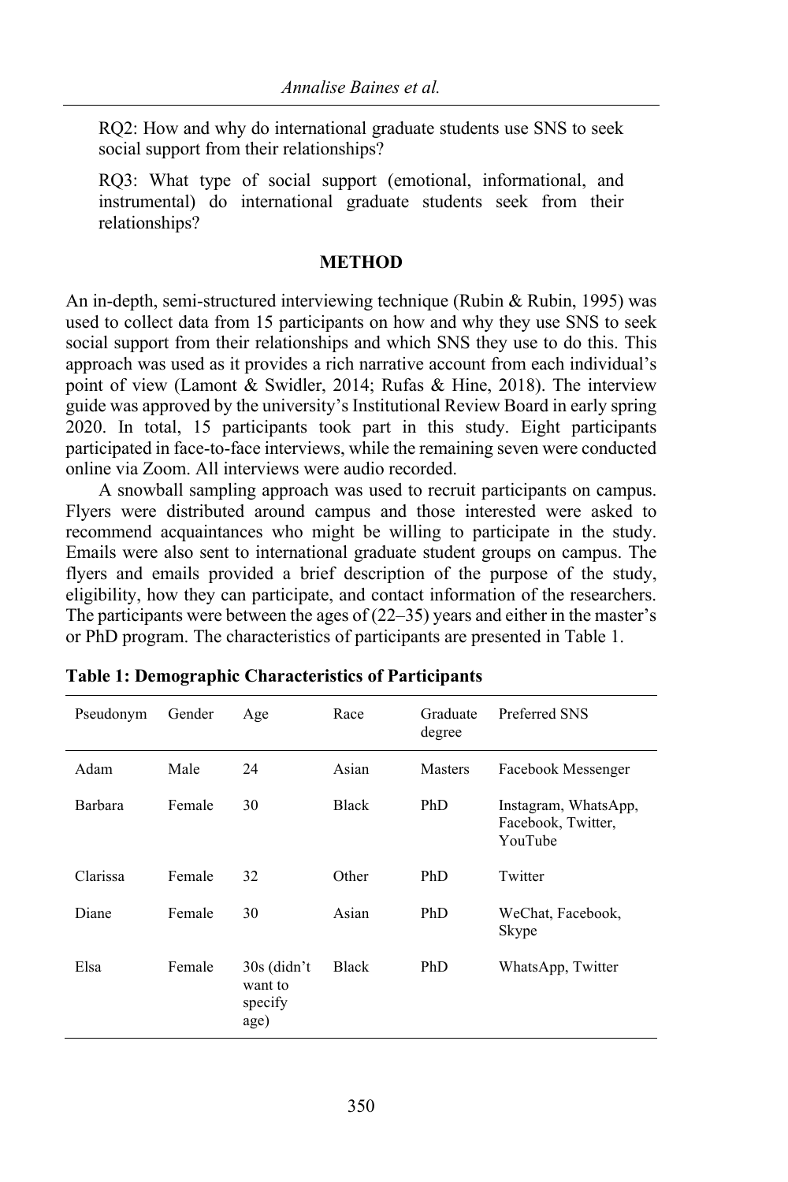RQ2: How and why do international graduate students use SNS to seek social support from their relationships?

RQ3: What type of social support (emotional, informational, and instrumental) do international graduate students seek from their relationships?

## METHOD

An in-depth, semi-structured interviewing technique (Rubin & Rubin, 1995) was used to collect data from 15 participants on how and why they use SNS to seek social support from their relationships and which SNS they use to do this. This approach was used as it provides a rich narrative account from each individual's point of view (Lamont & Swidler, 2014; Rufas & Hine, 2018). The interview guide was approved by the university's Institutional Review Board in early spring 2020. In total, 15 participants took part in this study. Eight participants participated in face-to-face interviews, while the remaining seven were conducted online via Zoom. All interviews were audio recorded.

A snowball sampling approach was used to recruit participants on campus. Flyers were distributed around campus and those interested were asked to recommend acquaintances who might be willing to participate in the study. Emails were also sent to international graduate student groups on campus. The flyers and emails provided a brief description of the purpose of the study, eligibility, how they can participate, and contact information of the researchers. The participants were between the ages of (22–35) years and either in the master's or PhD program. The characteristics of participants are presented in Table 1.

**Table 1: Demographic Characteristics of Participants**

| Pseudonym | Gender | Age | Race | Graduate degree | Preferred SNS |
|---|---|---|---|---|---|
| Adam | Male | 24 | Asian | Masters | Facebook Messenger |
| Barbara | Female | 30 | Black | PhD | Instagram, WhatsApp, Facebook, Twitter, YouTube |
| Clarissa | Female | 32 | Other | PhD | Twitter |
| Diane | Female | 30 | Asian | PhD | WeChat, Facebook, Skype |
| Elsa | Female | 30s (didn't want to specify age) | Black | PhD | WhatsApp, Twitter |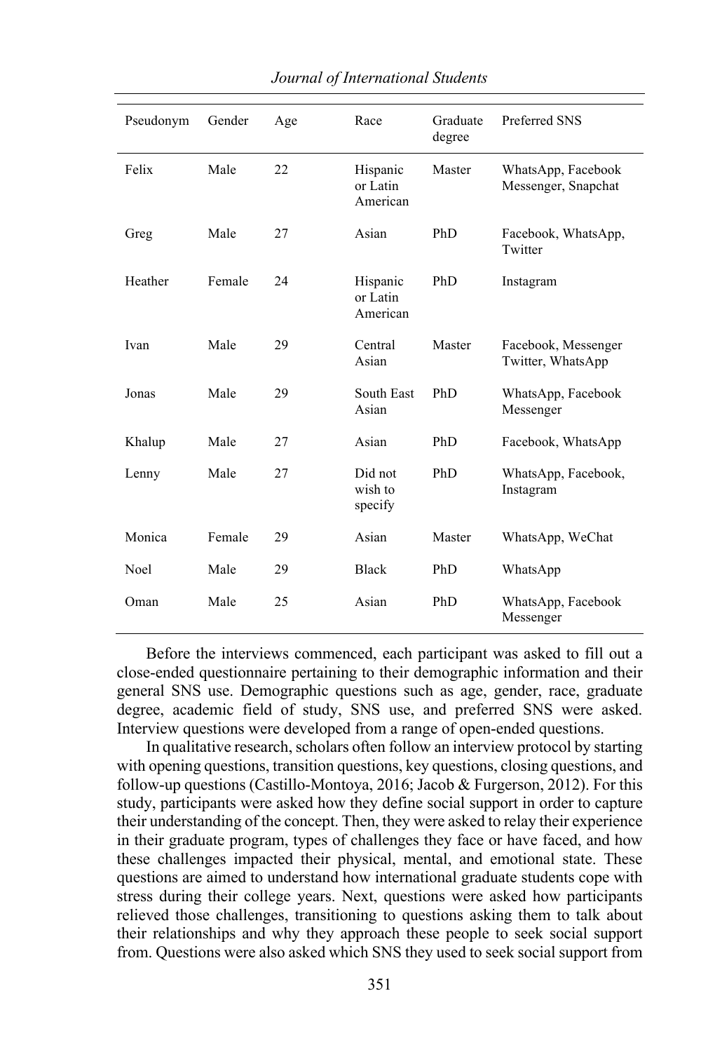| Pseudonym | Gender | Age | Race | Graduate degree | Preferred SNS |
|---|---|---|---|---|---|
| Felix | Male | 22 | Hispanic or Latin American | Master | WhatsApp, Facebook Messenger, Snapchat |
| Greg | Male | 27 | Asian | PhD | Facebook, WhatsApp, Twitter |
| Heather | Female | 24 | Hispanic or Latin American | PhD | Instagram |
| Ivan | Male | 29 | Central Asian | Master | Facebook, Messenger Twitter, WhatsApp |
| Jonas | Male | 29 | South East Asian | PhD | WhatsApp, Facebook Messenger |
| Khalup | Male | 27 | Asian | PhD | Facebook, WhatsApp |
| Lenny | Male | 27 | Did not wish to specify | PhD | WhatsApp, Facebook, Instagram |
| Monica | Female | 29 | Asian | Master | WhatsApp, WeChat |
| Noel | Male | 29 | Black | PhD | WhatsApp |
| Oman | Male | 25 | Asian | PhD | WhatsApp, Facebook Messenger |

Before the interviews commenced, each participant was asked to fill out a close-ended questionnaire pertaining to their demographic information and their general SNS use. Demographic questions such as age, gender, race, graduate degree, academic field of study, SNS use, and preferred SNS were asked. Interview questions were developed from a range of open-ended questions.

In qualitative research, scholars often follow an interview protocol by starting with opening questions, transition questions, key questions, closing questions, and follow-up questions (Castillo-Montoya, 2016; Jacob & Furgerson, 2012). For this study, participants were asked how they define social support in order to capture their understanding of the concept. Then, they were asked to relay their experience in their graduate program, types of challenges they face or have faced, and how these challenges impacted their physical, mental, and emotional state. These questions are aimed to understand how international graduate students cope with stress during their college years. Next, questions were asked how participants relieved those challenges, transitioning to questions asking them to talk about their relationships and why they approach these people to seek social support from. Questions were also asked which SNS they used to seek social support from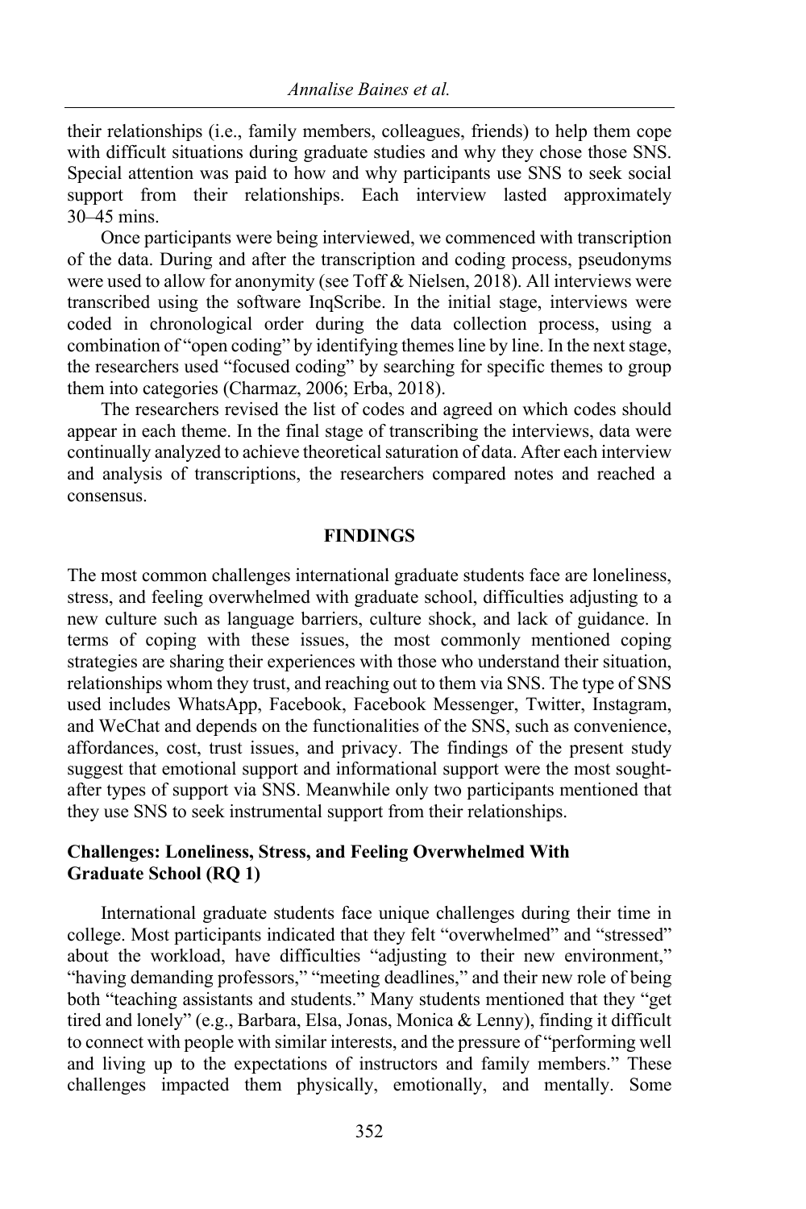their relationships (i.e., family members, colleagues, friends) to help them cope with difficult situations during graduate studies and why they chose those SNS. Special attention was paid to how and why participants use SNS to seek social support from their relationships. Each interview lasted approximately 30–45 mins.

Once participants were being interviewed, we commenced with transcription of the data. During and after the transcription and coding process, pseudonyms were used to allow for anonymity (see Toff & Nielsen, 2018). All interviews were transcribed using the software InqScribe. In the initial stage, interviews were coded in chronological order during the data collection process, using a combination of "open coding" by identifying themes line by line. In the next stage, the researchers used "focused coding" by searching for specific themes to group them into categories (Charmaz, 2006; Erba, 2018).

The researchers revised the list of codes and agreed on which codes should appear in each theme. In the final stage of transcribing the interviews, data were continually analyzed to achieve theoretical saturation of data. After each interview and analysis of transcriptions, the researchers compared notes and reached a consensus.

## FINDINGS

The most common challenges international graduate students face are loneliness, stress, and feeling overwhelmed with graduate school, difficulties adjusting to a new culture such as language barriers, culture shock, and lack of guidance. In terms of coping with these issues, the most commonly mentioned coping strategies are sharing their experiences with those who understand their situation, relationships whom they trust, and reaching out to them via SNS. The type of SNS used includes WhatsApp, Facebook, Facebook Messenger, Twitter, Instagram, and WeChat and depends on the functionalities of the SNS, such as convenience, affordances, cost, trust issues, and privacy. The findings of the present study suggest that emotional support and informational support were the most sought-after types of support via SNS. Meanwhile only two participants mentioned that they use SNS to seek instrumental support from their relationships.

### Challenges: Loneliness, Stress, and Feeling Overwhelmed With Graduate School (RQ 1)

International graduate students face unique challenges during their time in college. Most participants indicated that they felt "overwhelmed" and "stressed" about the workload, have difficulties "adjusting to their new environment," "having demanding professors," "meeting deadlines," and their new role of being both "teaching assistants and students." Many students mentioned that they "get tired and lonely" (e.g., Barbara, Elsa, Jonas, Monica & Lenny), finding it difficult to connect with people with similar interests, and the pressure of "performing well and living up to the expectations of instructors and family members." These challenges impacted them physically, emotionally, and mentally. Some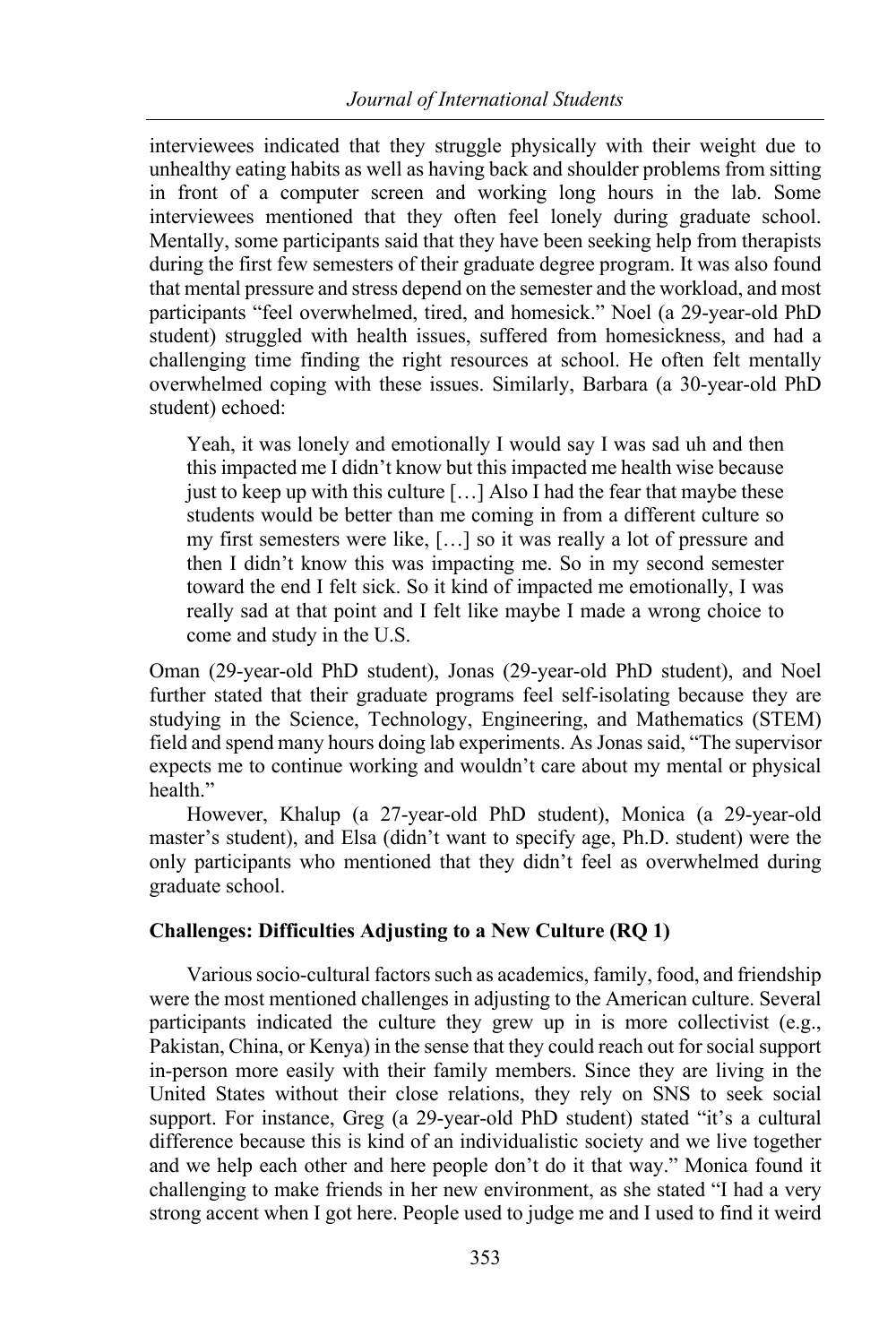interviewees indicated that they struggle physically with their weight due to unhealthy eating habits as well as having back and shoulder problems from sitting in front of a computer screen and working long hours in the lab. Some interviewees mentioned that they often feel lonely during graduate school. Mentally, some participants said that they have been seeking help from therapists during the first few semesters of their graduate degree program. It was also found that mental pressure and stress depend on the semester and the workload, and most participants "feel overwhelmed, tired, and homesick." Noel (a 29-year-old PhD student) struggled with health issues, suffered from homesickness, and had a challenging time finding the right resources at school. He often felt mentally overwhelmed coping with these issues. Similarly, Barbara (a 30-year-old PhD student) echoed:

> Yeah, it was lonely and emotionally I would say I was sad uh and then this impacted me I didn't know but this impacted me health wise because just to keep up with this culture […] Also I had the fear that maybe these students would be better than me coming in from a different culture so my first semesters were like, […] so it was really a lot of pressure and then I didn't know this was impacting me. So in my second semester toward the end I felt sick. So it kind of impacted me emotionally, I was really sad at that point and I felt like maybe I made a wrong choice to come and study in the U.S.

Oman (29-year-old PhD student), Jonas (29-year-old PhD student), and Noel further stated that their graduate programs feel self-isolating because they are studying in the Science, Technology, Engineering, and Mathematics (STEM) field and spend many hours doing lab experiments. As Jonas said, "The supervisor expects me to continue working and wouldn't care about my mental or physical health."

However, Khalup (a 27-year-old PhD student), Monica (a 29-year-old master's student), and Elsa (didn't want to specify age, Ph.D. student) were the only participants who mentioned that they didn't feel as overwhelmed during graduate school.

### Challenges: Difficulties Adjusting to a New Culture (RQ 1)

Various socio-cultural factors such as academics, family, food, and friendship were the most mentioned challenges in adjusting to the American culture. Several participants indicated the culture they grew up in is more collectivist (e.g., Pakistan, China, or Kenya) in the sense that they could reach out for social support in-person more easily with their family members. Since they are living in the United States without their close relations, they rely on SNS to seek social support. For instance, Greg (a 29-year-old PhD student) stated "it's a cultural difference because this is kind of an individualistic society and we live together and we help each other and here people don't do it that way." Monica found it challenging to make friends in her new environment, as she stated "I had a very strong accent when I got here. People used to judge me and I used to find it weird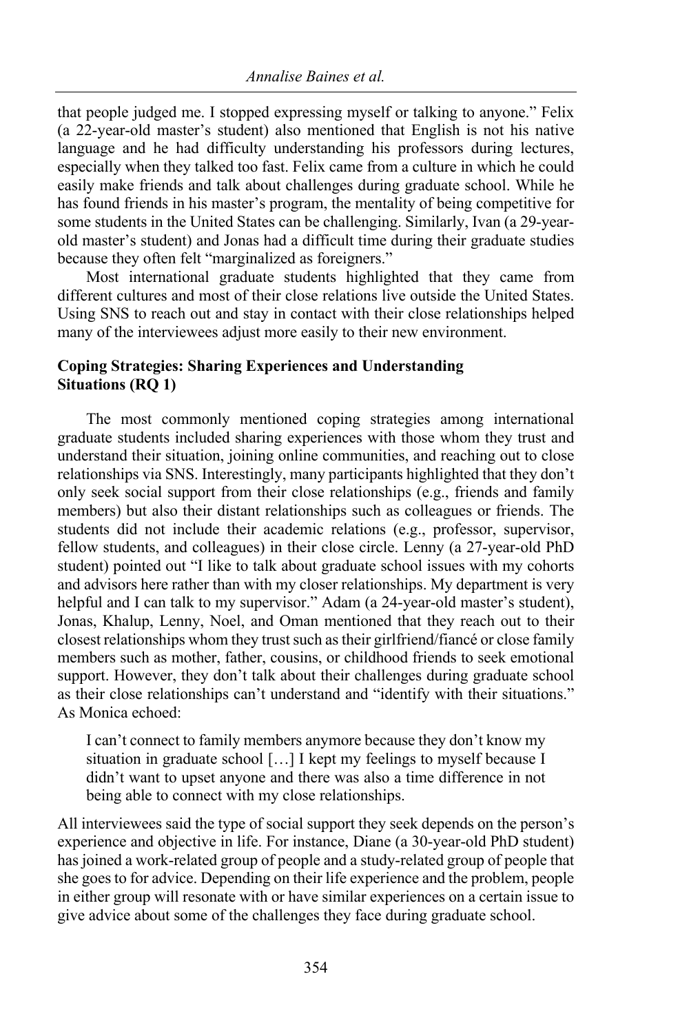that people judged me. I stopped expressing myself or talking to anyone." Felix (a 22-year-old master's student) also mentioned that English is not his native language and he had difficulty understanding his professors during lectures, especially when they talked too fast. Felix came from a culture in which he could easily make friends and talk about challenges during graduate school. While he has found friends in his master's program, the mentality of being competitive for some students in the United States can be challenging. Similarly, Ivan (a 29-year-old master's student) and Jonas had a difficult time during their graduate studies because they often felt "marginalized as foreigners."

Most international graduate students highlighted that they came from different cultures and most of their close relations live outside the United States. Using SNS to reach out and stay in contact with their close relationships helped many of the interviewees adjust more easily to their new environment.

### Coping Strategies: Sharing Experiences and Understanding Situations (RQ 1)

The most commonly mentioned coping strategies among international graduate students included sharing experiences with those whom they trust and understand their situation, joining online communities, and reaching out to close relationships via SNS. Interestingly, many participants highlighted that they don't only seek social support from their close relationships (e.g., friends and family members) but also their distant relationships such as colleagues or friends. The students did not include their academic relations (e.g., professor, supervisor, fellow students, and colleagues) in their close circle. Lenny (a 27-year-old PhD student) pointed out "I like to talk about graduate school issues with my cohorts and advisors here rather than with my closer relationships. My department is very helpful and I can talk to my supervisor." Adam (a 24-year-old master's student), Jonas, Khalup, Lenny, Noel, and Oman mentioned that they reach out to their closest relationships whom they trust such as their girlfriend/fiancé or close family members such as mother, father, cousins, or childhood friends to seek emotional support. However, they don't talk about their challenges during graduate school as their close relationships can't understand and "identify with their situations." As Monica echoed:

> I can't connect to family members anymore because they don't know my situation in graduate school […] I kept my feelings to myself because I didn't want to upset anyone and there was also a time difference in not being able to connect with my close relationships.

All interviewees said the type of social support they seek depends on the person's experience and objective in life. For instance, Diane (a 30-year-old PhD student) has joined a work-related group of people and a study-related group of people that she goes to for advice. Depending on their life experience and the problem, people in either group will resonate with or have similar experiences on a certain issue to give advice about some of the challenges they face during graduate school.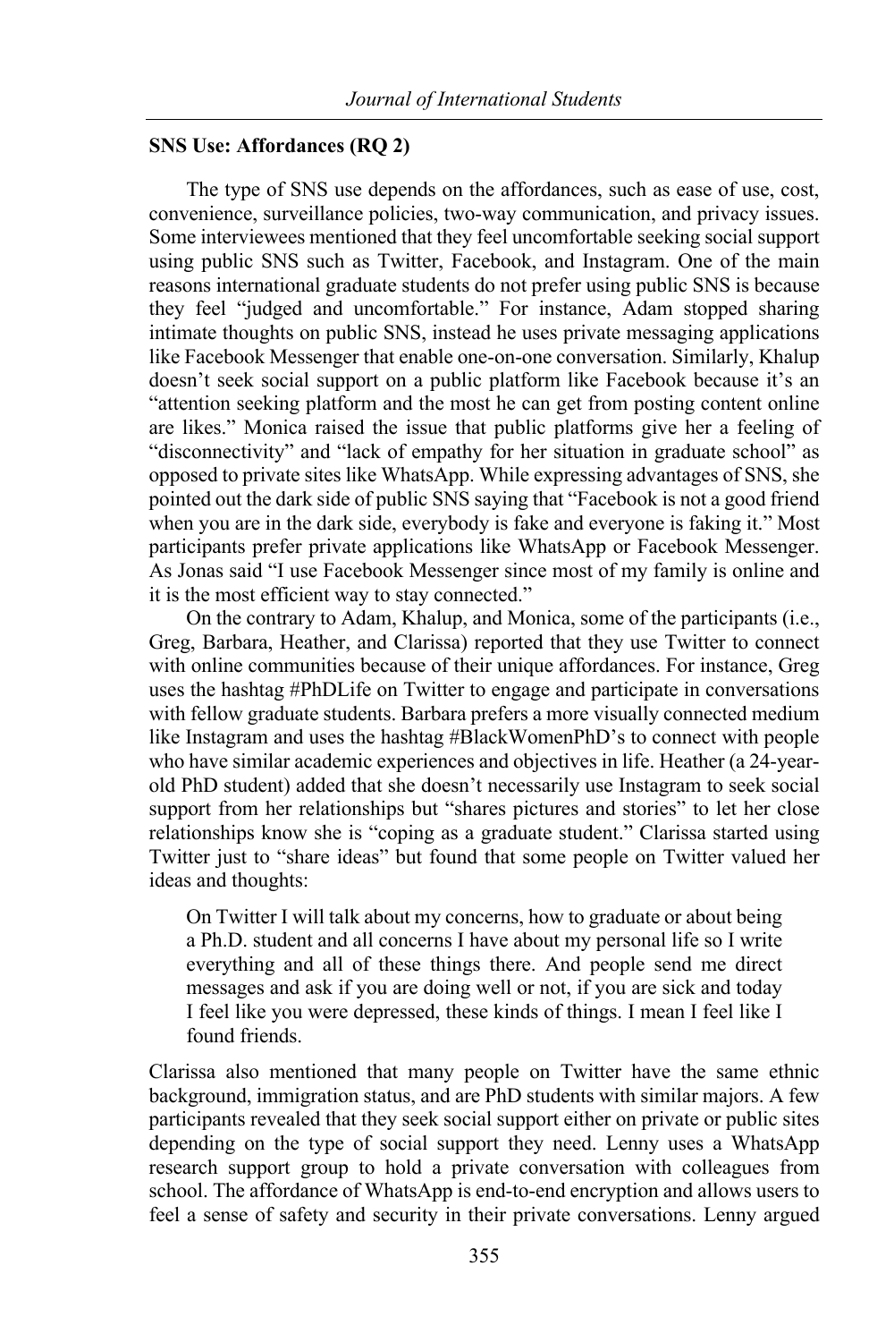### SNS Use: Affordances (RQ 2)

The type of SNS use depends on the affordances, such as ease of use, cost, convenience, surveillance policies, two-way communication, and privacy issues. Some interviewees mentioned that they feel uncomfortable seeking social support using public SNS such as Twitter, Facebook, and Instagram. One of the main reasons international graduate students do not prefer using public SNS is because they feel "judged and uncomfortable." For instance, Adam stopped sharing intimate thoughts on public SNS, instead he uses private messaging applications like Facebook Messenger that enable one-on-one conversation. Similarly, Khalup doesn't seek social support on a public platform like Facebook because it's an "attention seeking platform and the most he can get from posting content online are likes." Monica raised the issue that public platforms give her a feeling of "disconnectivity" and "lack of empathy for her situation in graduate school" as opposed to private sites like WhatsApp. While expressing advantages of SNS, she pointed out the dark side of public SNS saying that "Facebook is not a good friend when you are in the dark side, everybody is fake and everyone is faking it." Most participants prefer private applications like WhatsApp or Facebook Messenger. As Jonas said "I use Facebook Messenger since most of my family is online and it is the most efficient way to stay connected."

On the contrary to Adam, Khalup, and Monica, some of the participants (i.e., Greg, Barbara, Heather, and Clarissa) reported that they use Twitter to connect with online communities because of their unique affordances. For instance, Greg uses the hashtag #PhDLife on Twitter to engage and participate in conversations with fellow graduate students. Barbara prefers a more visually connected medium like Instagram and uses the hashtag #BlackWomenPhD's to connect with people who have similar academic experiences and objectives in life. Heather (a 24-year-old PhD student) added that she doesn't necessarily use Instagram to seek social support from her relationships but "shares pictures and stories" to let her close relationships know she is "coping as a graduate student." Clarissa started using Twitter just to "share ideas" but found that some people on Twitter valued her ideas and thoughts:

> On Twitter I will talk about my concerns, how to graduate or about being a Ph.D. student and all concerns I have about my personal life so I write everything and all of these things there. And people send me direct messages and ask if you are doing well or not, if you are sick and today I feel like you were depressed, these kinds of things. I mean I feel like I found friends.

Clarissa also mentioned that many people on Twitter have the same ethnic background, immigration status, and are PhD students with similar majors. A few participants revealed that they seek social support either on private or public sites depending on the type of social support they need. Lenny uses a WhatsApp research support group to hold a private conversation with colleagues from school. The affordance of WhatsApp is end-to-end encryption and allows users to feel a sense of safety and security in their private conversations. Lenny argued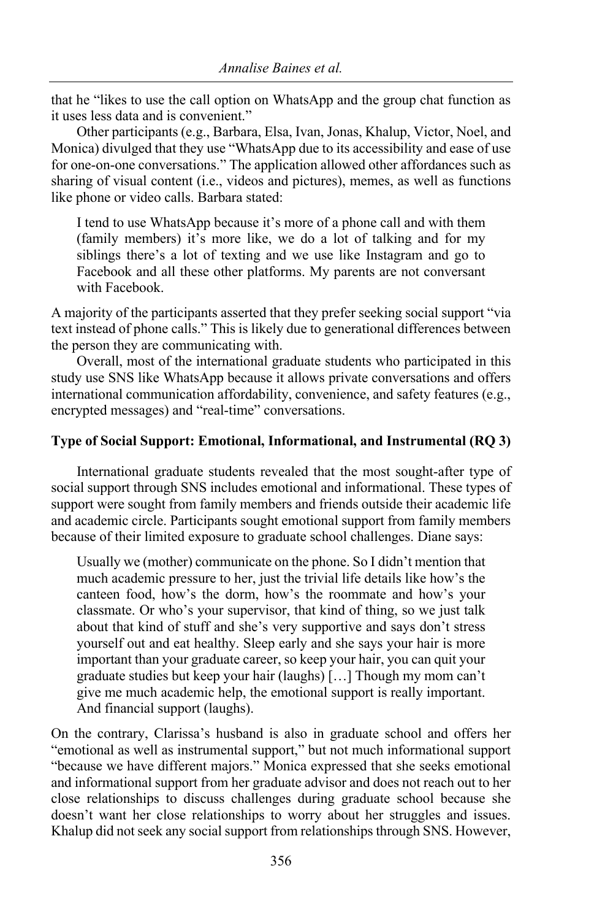that he "likes to use the call option on WhatsApp and the group chat function as it uses less data and is convenient."

Other participants (e.g., Barbara, Elsa, Ivan, Jonas, Khalup, Victor, Noel, and Monica) divulged that they use "WhatsApp due to its accessibility and ease of use for one-on-one conversations." The application allowed other affordances such as sharing of visual content (i.e., videos and pictures), memes, as well as functions like phone or video calls. Barbara stated:

> I tend to use WhatsApp because it's more of a phone call and with them (family members) it's more like, we do a lot of talking and for my siblings there's a lot of texting and we use like Instagram and go to Facebook and all these other platforms. My parents are not conversant with Facebook.

A majority of the participants asserted that they prefer seeking social support "via text instead of phone calls." This is likely due to generational differences between the person they are communicating with.

Overall, most of the international graduate students who participated in this study use SNS like WhatsApp because it allows private conversations and offers international communication affordability, convenience, and safety features (e.g., encrypted messages) and "real-time" conversations.

**Type of Social Support: Emotional, Informational, and Instrumental (RQ 3)**

International graduate students revealed that the most sought-after type of social support through SNS includes emotional and informational. These types of support were sought from family members and friends outside their academic life and academic circle. Participants sought emotional support from family members because of their limited exposure to graduate school challenges. Diane says:

> Usually we (mother) communicate on the phone. So I didn't mention that much academic pressure to her, just the trivial life details like how's the canteen food, how's the dorm, how's the roommate and how's your classmate. Or who's your supervisor, that kind of thing, so we just talk about that kind of stuff and she's very supportive and says don't stress yourself out and eat healthy. Sleep early and she says your hair is more important than your graduate career, so keep your hair, you can quit your graduate studies but keep your hair (laughs) […] Though my mom can't give me much academic help, the emotional support is really important. And financial support (laughs).

On the contrary, Clarissa's husband is also in graduate school and offers her "emotional as well as instrumental support," but not much informational support "because we have different majors." Monica expressed that she seeks emotional and informational support from her graduate advisor and does not reach out to her close relationships to discuss challenges during graduate school because she doesn't want her close relationships to worry about her struggles and issues. Khalup did not seek any social support from relationships through SNS. However,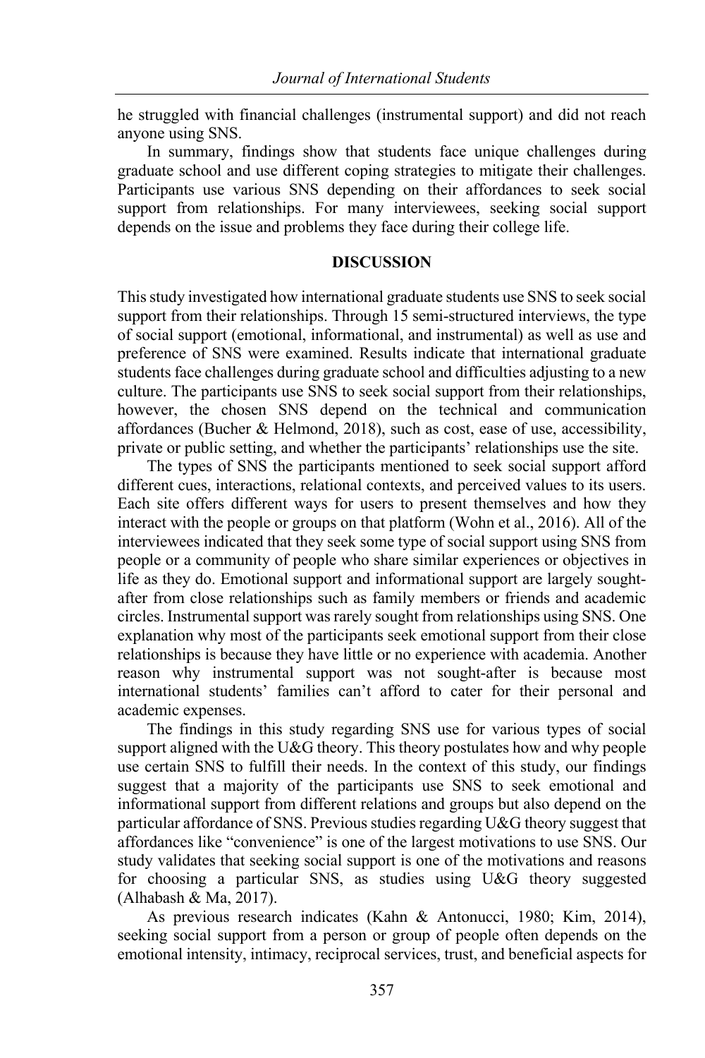he struggled with financial challenges (instrumental support) and did not reach anyone using SNS.

In summary, findings show that students face unique challenges during graduate school and use different coping strategies to mitigate their challenges. Participants use various SNS depending on their affordances to seek social support from relationships. For many interviewees, seeking social support depends on the issue and problems they face during their college life.

## DISCUSSION

This study investigated how international graduate students use SNS to seek social support from their relationships. Through 15 semi-structured interviews, the type of social support (emotional, informational, and instrumental) as well as use and preference of SNS were examined. Results indicate that international graduate students face challenges during graduate school and difficulties adjusting to a new culture. The participants use SNS to seek social support from their relationships, however, the chosen SNS depend on the technical and communication affordances (Bucher & Helmond, 2018), such as cost, ease of use, accessibility, private or public setting, and whether the participants' relationships use the site.

The types of SNS the participants mentioned to seek social support afford different cues, interactions, relational contexts, and perceived values to its users. Each site offers different ways for users to present themselves and how they interact with the people or groups on that platform (Wohn et al., 2016). All of the interviewees indicated that they seek some type of social support using SNS from people or a community of people who share similar experiences or objectives in life as they do. Emotional support and informational support are largely sought-after from close relationships such as family members or friends and academic circles. Instrumental support was rarely sought from relationships using SNS. One explanation why most of the participants seek emotional support from their close relationships is because they have little or no experience with academia. Another reason why instrumental support was not sought-after is because most international students' families can't afford to cater for their personal and academic expenses.

The findings in this study regarding SNS use for various types of social support aligned with the U&G theory. This theory postulates how and why people use certain SNS to fulfill their needs. In the context of this study, our findings suggest that a majority of the participants use SNS to seek emotional and informational support from different relations and groups but also depend on the particular affordance of SNS. Previous studies regarding U&G theory suggest that affordances like "convenience" is one of the largest motivations to use SNS. Our study validates that seeking social support is one of the motivations and reasons for choosing a particular SNS, as studies using U&G theory suggested (Alhabash & Ma, 2017).

As previous research indicates (Kahn & Antonucci, 1980; Kim, 2014), seeking social support from a person or group of people often depends on the emotional intensity, intimacy, reciprocal services, trust, and beneficial aspects for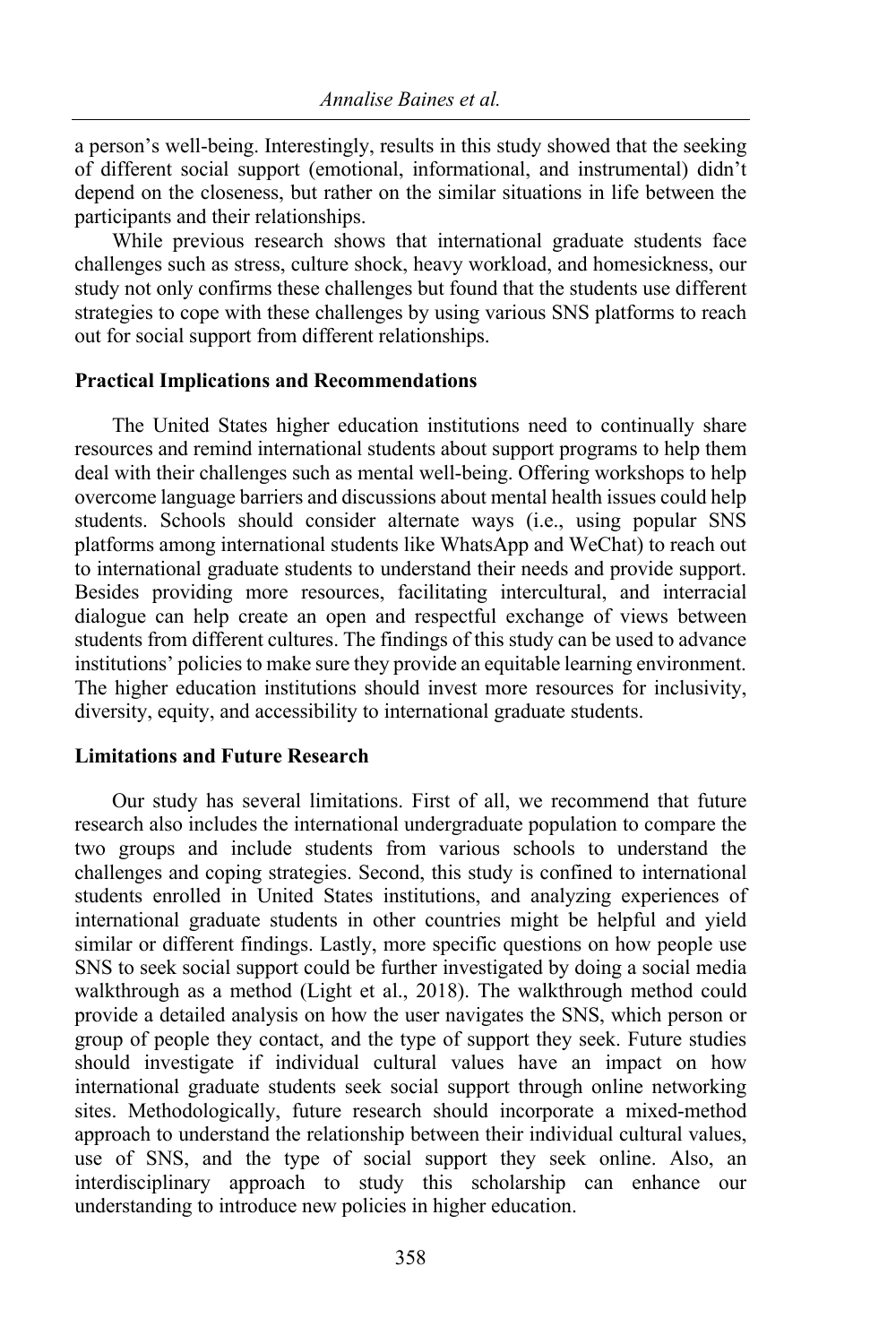a person's well-being. Interestingly, results in this study showed that the seeking of different social support (emotional, informational, and instrumental) didn't depend on the closeness, but rather on the similar situations in life between the participants and their relationships.

While previous research shows that international graduate students face challenges such as stress, culture shock, heavy workload, and homesickness, our study not only confirms these challenges but found that the students use different strategies to cope with these challenges by using various SNS platforms to reach out for social support from different relationships.

### Practical Implications and Recommendations

The United States higher education institutions need to continually share resources and remind international students about support programs to help them deal with their challenges such as mental well-being. Offering workshops to help overcome language barriers and discussions about mental health issues could help students. Schools should consider alternate ways (i.e., using popular SNS platforms among international students like WhatsApp and WeChat) to reach out to international graduate students to understand their needs and provide support. Besides providing more resources, facilitating intercultural, and interracial dialogue can help create an open and respectful exchange of views between students from different cultures. The findings of this study can be used to advance institutions' policies to make sure they provide an equitable learning environment. The higher education institutions should invest more resources for inclusivity, diversity, equity, and accessibility to international graduate students.

### Limitations and Future Research

Our study has several limitations. First of all, we recommend that future research also includes the international undergraduate population to compare the two groups and include students from various schools to understand the challenges and coping strategies. Second, this study is confined to international students enrolled in United States institutions, and analyzing experiences of international graduate students in other countries might be helpful and yield similar or different findings. Lastly, more specific questions on how people use SNS to seek social support could be further investigated by doing a social media walkthrough as a method (Light et al., 2018). The walkthrough method could provide a detailed analysis on how the user navigates the SNS, which person or group of people they contact, and the type of support they seek. Future studies should investigate if individual cultural values have an impact on how international graduate students seek social support through online networking sites. Methodologically, future research should incorporate a mixed-method approach to understand the relationship between their individual cultural values, use of SNS, and the type of social support they seek online. Also, an interdisciplinary approach to study this scholarship can enhance our understanding to introduce new policies in higher education.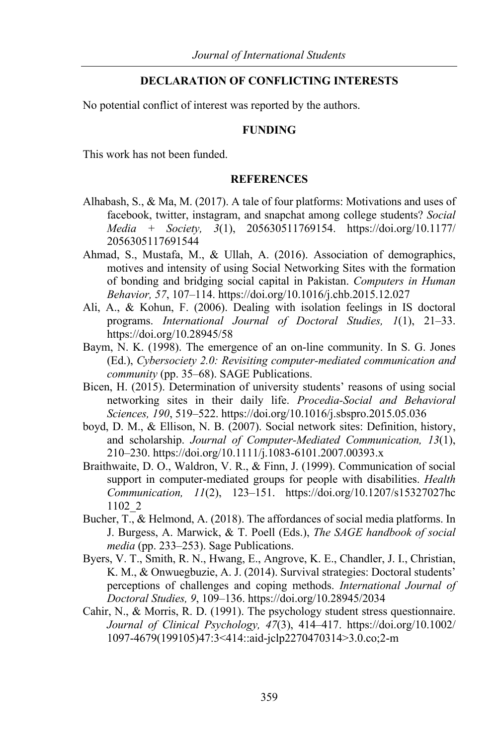## DECLARATION OF CONFLICTING INTERESTS

No potential conflict of interest was reported by the authors.

## FUNDING

This work has not been funded.

## REFERENCES

Alhabash, S., & Ma, M. (2017). A tale of four platforms: Motivations and uses of facebook, twitter, instagram, and snapchat among college students? *Social Media + Society, 3*(1), 205630511769154. https://doi.org/10.1177/2056305117691544

Ahmad, S., Mustafa, M., & Ullah, A. (2016). Association of demographics, motives and intensity of using Social Networking Sites with the formation of bonding and bridging social capital in Pakistan. *Computers in Human Behavior, 57*, 107–114. https://doi.org/10.1016/j.chb.2015.12.027

Ali, A., & Kohun, F. (2006). Dealing with isolation feelings in IS doctoral programs. *International Journal of Doctoral Studies, 1*(1), 21–33. https://doi.org/10.28945/58

Baym, N. K. (1998). The emergence of an on-line community. In S. G. Jones (Ed.), *Cybersociety 2.0: Revisiting computer-mediated communication and community* (pp. 35–68). SAGE Publications.

Bicen, H. (2015). Determination of university students' reasons of using social networking sites in their daily life. *Procedia-Social and Behavioral Sciences, 190*, 519–522. https://doi.org/10.1016/j.sbspro.2015.05.036

boyd, D. M., & Ellison, N. B. (2007). Social network sites: Definition, history, and scholarship. *Journal of Computer-Mediated Communication, 13*(1), 210–230. https://doi.org/10.1111/j.1083-6101.2007.00393.x

Braithwaite, D. O., Waldron, V. R., & Finn, J. (1999). Communication of social support in computer-mediated groups for people with disabilities. *Health Communication, 11*(2), 123–151. https://doi.org/10.1207/s15327027hc1102_2

Bucher, T., & Helmond, A. (2018). The affordances of social media platforms. In J. Burgess, A. Marwick, & T. Poell (Eds.), *The SAGE handbook of social media* (pp. 233–253). Sage Publications.

Byers, V. T., Smith, R. N., Hwang, E., Angrove, K. E., Chandler, J. I., Christian, K. M., & Onwuegbuzie, A. J. (2014). Survival strategies: Doctoral students' perceptions of challenges and coping methods. *International Journal of Doctoral Studies, 9*, 109–136. https://doi.org/10.28945/2034

Cahir, N., & Morris, R. D. (1991). The psychology student stress questionnaire. *Journal of Clinical Psychology, 47*(3), 414–417. https://doi.org/10.1002/1097-4679(199105)47:3<414::aid-jclp2270470314>3.0.co;2-m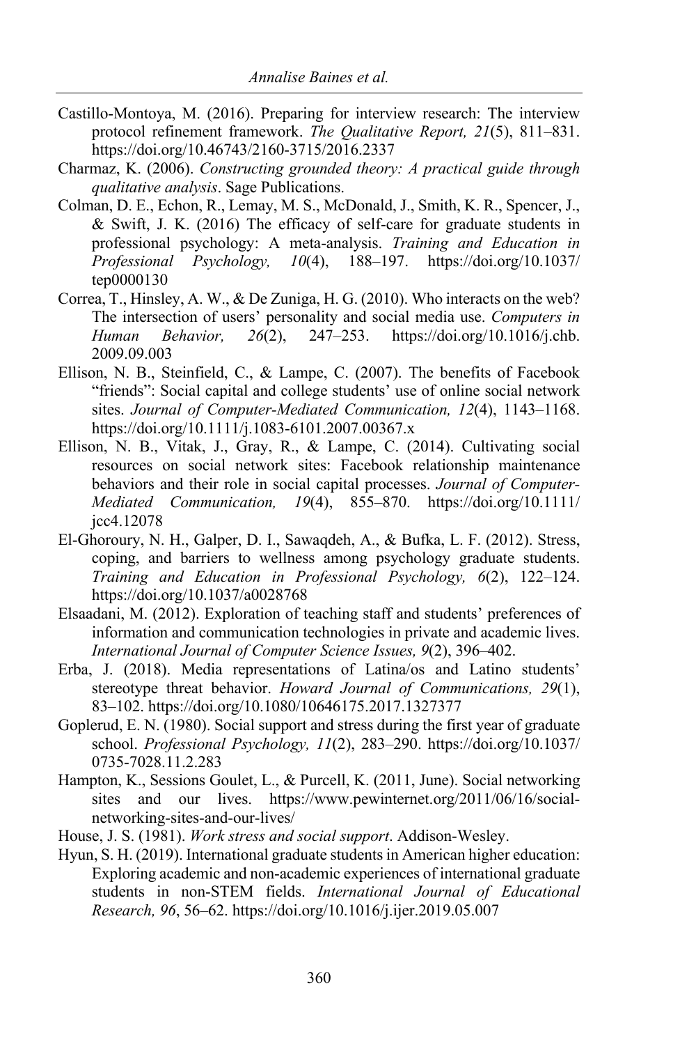Castillo-Montoya, M. (2016). Preparing for interview research: The interview protocol refinement framework. *The Qualitative Report, 21*(5), 811–831. https://doi.org/10.46743/2160-3715/2016.2337

Charmaz, K. (2006). *Constructing grounded theory: A practical guide through qualitative analysis*. Sage Publications.

Colman, D. E., Echon, R., Lemay, M. S., McDonald, J., Smith, K. R., Spencer, J., & Swift, J. K. (2016) The efficacy of self-care for graduate students in professional psychology: A meta-analysis. *Training and Education in Professional Psychology, 10*(4), 188–197. https://doi.org/10.1037/tep0000130

Correa, T., Hinsley, A. W., & De Zuniga, H. G. (2010). Who interacts on the web? The intersection of users' personality and social media use. *Computers in Human Behavior, 26*(2), 247–253. https://doi.org/10.1016/j.chb.2009.09.003

Ellison, N. B., Steinfield, C., & Lampe, C. (2007). The benefits of Facebook "friends": Social capital and college students' use of online social network sites. *Journal of Computer-Mediated Communication, 12*(4), 1143–1168. https://doi.org/10.1111/j.1083-6101.2007.00367.x

Ellison, N. B., Vitak, J., Gray, R., & Lampe, C. (2014). Cultivating social resources on social network sites: Facebook relationship maintenance behaviors and their role in social capital processes. *Journal of Computer-Mediated Communication, 19*(4), 855–870. https://doi.org/10.1111/jcc4.12078

El-Ghoroury, N. H., Galper, D. I., Sawaqdeh, A., & Bufka, L. F. (2012). Stress, coping, and barriers to wellness among psychology graduate students. *Training and Education in Professional Psychology, 6*(2), 122–124. https://doi.org/10.1037/a0028768

Elsaadani, M. (2012). Exploration of teaching staff and students' preferences of information and communication technologies in private and academic lives. *International Journal of Computer Science Issues, 9*(2), 396–402.

Erba, J. (2018). Media representations of Latina/os and Latino students' stereotype threat behavior. *Howard Journal of Communications, 29*(1), 83–102. https://doi.org/10.1080/10646175.2017.1327377

Goplerud, E. N. (1980). Social support and stress during the first year of graduate school. *Professional Psychology, 11*(2), 283–290. https://doi.org/10.1037/0735-7028.11.2.283

Hampton, K., Sessions Goulet, L., & Purcell, K. (2011, June). Social networking sites and our lives. https://www.pewinternet.org/2011/06/16/social-networking-sites-and-our-lives/

House, J. S. (1981). *Work stress and social support*. Addison-Wesley.

Hyun, S. H. (2019). International graduate students in American higher education: Exploring academic and non-academic experiences of international graduate students in non-STEM fields. *International Journal of Educational Research, 96*, 56–62. https://doi.org/10.1016/j.ijer.2019.05.007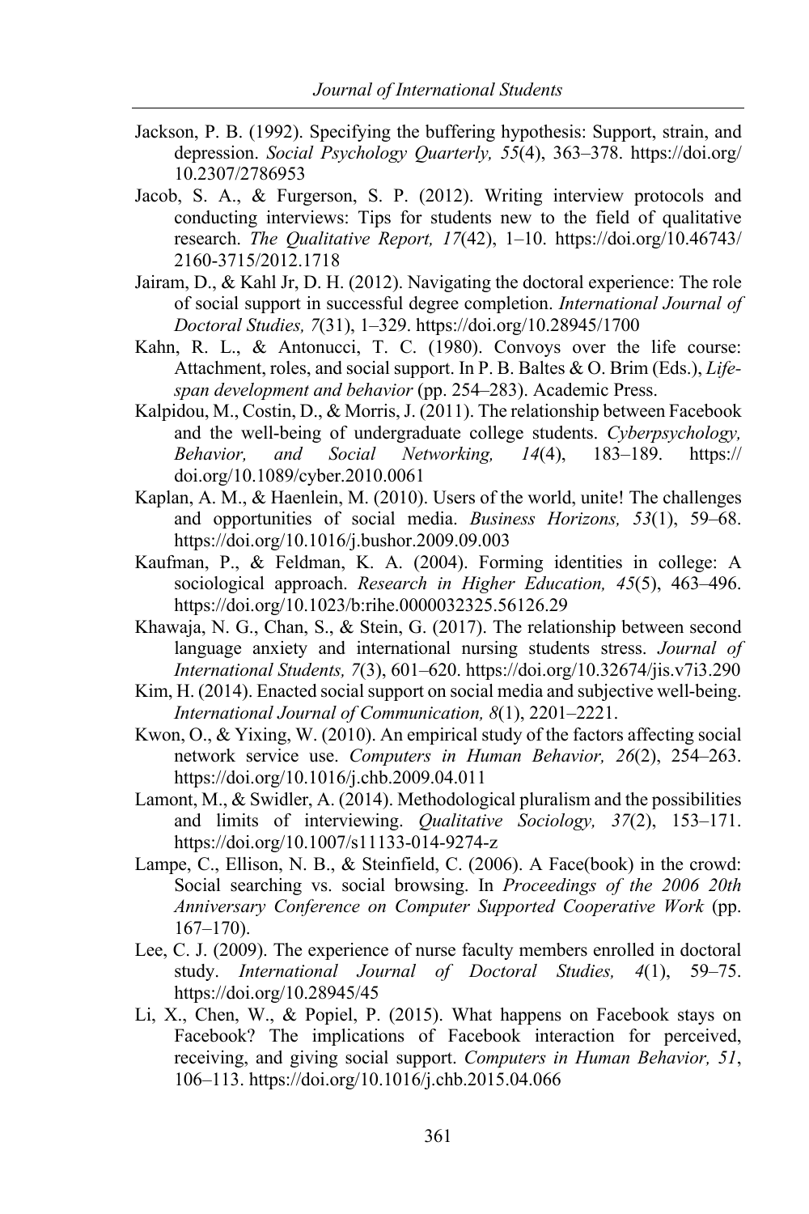Jackson, P. B. (1992). Specifying the buffering hypothesis: Support, strain, and depression. *Social Psychology Quarterly, 55*(4), 363–378. https://doi.org/10.2307/2786953

Jacob, S. A., & Furgerson, S. P. (2012). Writing interview protocols and conducting interviews: Tips for students new to the field of qualitative research. *The Qualitative Report, 17*(42), 1–10. https://doi.org/10.46743/2160-3715/2012.1718

Jairam, D., & Kahl Jr, D. H. (2012). Navigating the doctoral experience: The role of social support in successful degree completion. *International Journal of Doctoral Studies, 7*(31), 1–329. https://doi.org/10.28945/1700

Kahn, R. L., & Antonucci, T. C. (1980). Convoys over the life course: Attachment, roles, and social support. In P. B. Baltes & O. Brim (Eds.), *Life-span development and behavior* (pp. 254–283). Academic Press.

Kalpidou, M., Costin, D., & Morris, J. (2011). The relationship between Facebook and the well-being of undergraduate college students. *Cyberpsychology, Behavior, and Social Networking, 14*(4), 183–189. https://doi.org/10.1089/cyber.2010.0061

Kaplan, A. M., & Haenlein, M. (2010). Users of the world, unite! The challenges and opportunities of social media. *Business Horizons, 53*(1), 59–68. https://doi.org/10.1016/j.bushor.2009.09.003

Kaufman, P., & Feldman, K. A. (2004). Forming identities in college: A sociological approach. *Research in Higher Education, 45*(5), 463–496. https://doi.org/10.1023/b:rihe.0000032325.56126.29

Khawaja, N. G., Chan, S., & Stein, G. (2017). The relationship between second language anxiety and international nursing students stress. *Journal of International Students, 7*(3), 601–620. https://doi.org/10.32674/jis.v7i3.290

Kim, H. (2014). Enacted social support on social media and subjective well-being. *International Journal of Communication, 8*(1), 2201–2221.

Kwon, O., & Yixing, W. (2010). An empirical study of the factors affecting social network service use. *Computers in Human Behavior, 26*(2), 254–263. https://doi.org/10.1016/j.chb.2009.04.011

Lamont, M., & Swidler, A. (2014). Methodological pluralism and the possibilities and limits of interviewing. *Qualitative Sociology, 37*(2), 153–171. https://doi.org/10.1007/s11133-014-9274-z

Lampe, C., Ellison, N. B., & Steinfield, C. (2006). A Face(book) in the crowd: Social searching vs. social browsing. In *Proceedings of the 2006 20th Anniversary Conference on Computer Supported Cooperative Work* (pp. 167–170).

Lee, C. J. (2009). The experience of nurse faculty members enrolled in doctoral study. *International Journal of Doctoral Studies, 4*(1), 59–75. https://doi.org/10.28945/45

Li, X., Chen, W., & Popiel, P. (2015). What happens on Facebook stays on Facebook? The implications of Facebook interaction for perceived, receiving, and giving social support. *Computers in Human Behavior, 51*, 106–113. https://doi.org/10.1016/j.chb.2015.04.066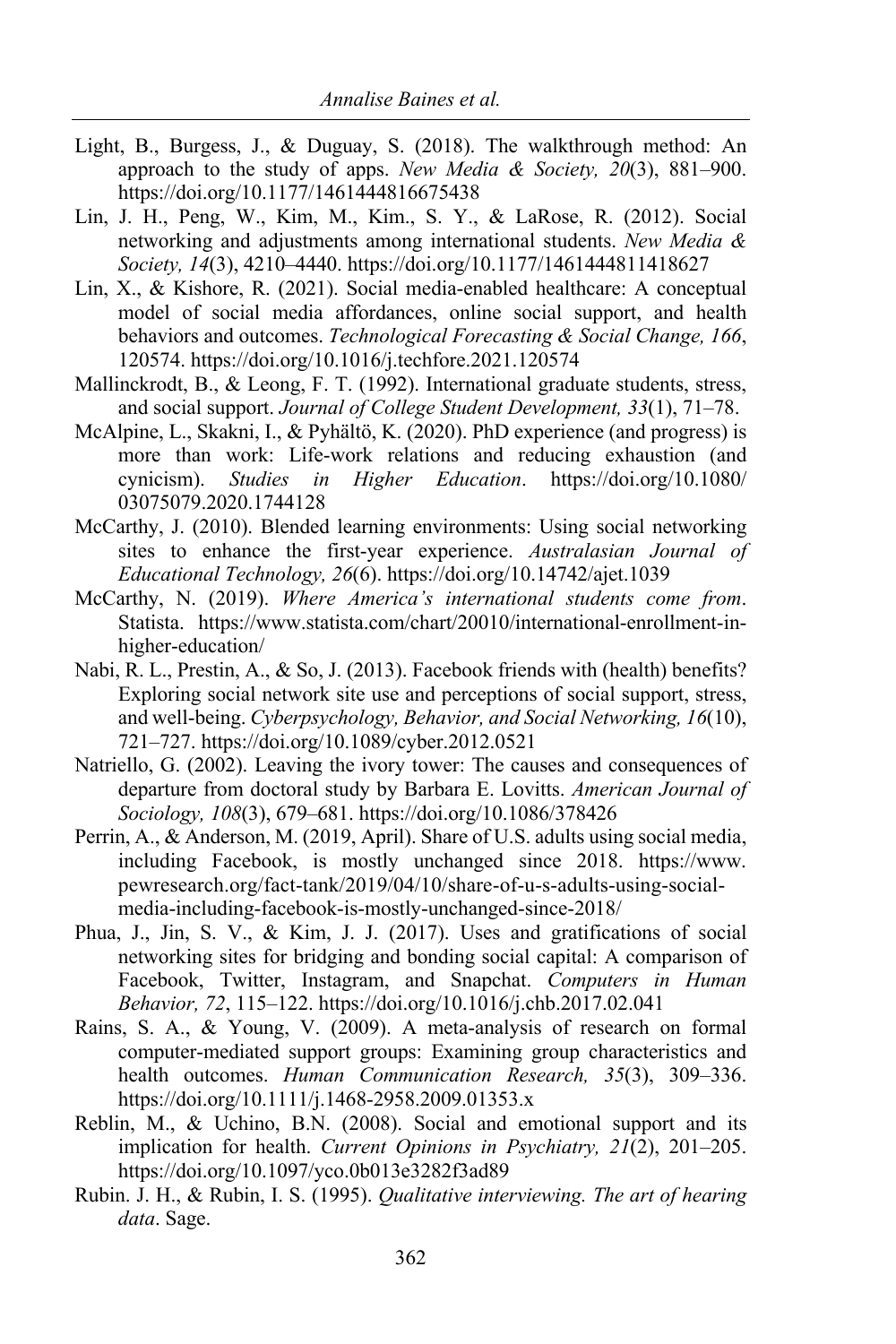Light, B., Burgess, J., & Duguay, S. (2018). The walkthrough method: An approach to the study of apps. *New Media & Society, 20*(3), 881–900. https://doi.org/10.1177/1461444816675438

Lin, J. H., Peng, W., Kim, M., Kim., S. Y., & LaRose, R. (2012). Social networking and adjustments among international students. *New Media & Society, 14*(3), 4210–4440. https://doi.org/10.1177/1461444811418627

Lin, X., & Kishore, R. (2021). Social media-enabled healthcare: A conceptual model of social media affordances, online social support, and health behaviors and outcomes. *Technological Forecasting & Social Change, 166*, 120574. https://doi.org/10.1016/j.techfore.2021.120574

Mallinckrodt, B., & Leong, F. T. (1992). International graduate students, stress, and social support. *Journal of College Student Development, 33*(1), 71–78.

McAlpine, L., Skakni, I., & Pyhältö, K. (2020). PhD experience (and progress) is more than work: Life-work relations and reducing exhaustion (and cynicism). *Studies in Higher Education*. https://doi.org/10.1080/03075079.2020.1744128

McCarthy, J. (2010). Blended learning environments: Using social networking sites to enhance the first-year experience. *Australasian Journal of Educational Technology, 26*(6). https://doi.org/10.14742/ajet.1039

McCarthy, N. (2019). *Where America's international students come from*. Statista. https://www.statista.com/chart/20010/international-enrollment-in-higher-education/

Nabi, R. L., Prestin, A., & So, J. (2013). Facebook friends with (health) benefits? Exploring social network site use and perceptions of social support, stress, and well-being. *Cyberpsychology, Behavior, and Social Networking, 16*(10), 721–727. https://doi.org/10.1089/cyber.2012.0521

Natriello, G. (2002). Leaving the ivory tower: The causes and consequences of departure from doctoral study by Barbara E. Lovitts. *American Journal of Sociology, 108*(3), 679–681. https://doi.org/10.1086/378426

Perrin, A., & Anderson, M. (2019, April). Share of U.S. adults using social media, including Facebook, is mostly unchanged since 2018. https://www.pewresearch.org/fact-tank/2019/04/10/share-of-u-s-adults-using-social-media-including-facebook-is-mostly-unchanged-since-2018/

Phua, J., Jin, S. V., & Kim, J. J. (2017). Uses and gratifications of social networking sites for bridging and bonding social capital: A comparison of Facebook, Twitter, Instagram, and Snapchat. *Computers in Human Behavior, 72*, 115–122. https://doi.org/10.1016/j.chb.2017.02.041

Rains, S. A., & Young, V. (2009). A meta-analysis of research on formal computer-mediated support groups: Examining group characteristics and health outcomes. *Human Communication Research, 35*(3), 309–336. https://doi.org/10.1111/j.1468-2958.2009.01353.x

Reblin, M., & Uchino, B.N. (2008). Social and emotional support and its implication for health. *Current Opinions in Psychiatry, 21*(2), 201–205. https://doi.org/10.1097/yco.0b013e3282f3ad89

Rubin. J. H., & Rubin, I. S. (1995). *Qualitative interviewing. The art of hearing data*. Sage.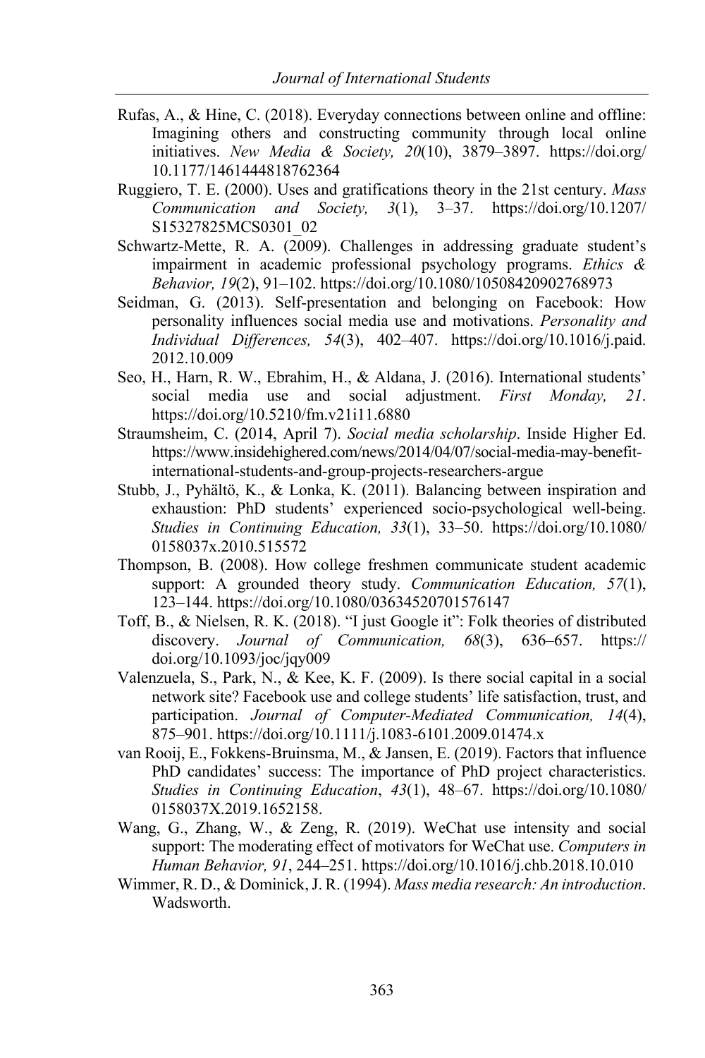Rufas, A., & Hine, C. (2018). Everyday connections between online and offline: Imagining others and constructing community through local online initiatives. *New Media & Society, 20*(10), 3879–3897. https://doi.org/10.1177/1461444818762364

Ruggiero, T. E. (2000). Uses and gratifications theory in the 21st century. *Mass Communication and Society, 3*(1), 3–37. https://doi.org/10.1207/S15327825MCS0301_02

Schwartz-Mette, R. A. (2009). Challenges in addressing graduate student's impairment in academic professional psychology programs. *Ethics & Behavior, 19*(2), 91–102. https://doi.org/10.1080/10508420902768973

Seidman, G. (2013). Self-presentation and belonging on Facebook: How personality influences social media use and motivations. *Personality and Individual Differences, 54*(3), 402–407. https://doi.org/10.1016/j.paid.2012.10.009

Seo, H., Harn, R. W., Ebrahim, H., & Aldana, J. (2016). International students' social media use and social adjustment. *First Monday, 21*. https://doi.org/10.5210/fm.v21i11.6880

Straumsheim, C. (2014, April 7). *Social media scholarship*. Inside Higher Ed. https://www.insidehighered.com/news/2014/04/07/social-media-may-benefit-international-students-and-group-projects-researchers-argue

Stubb, J., Pyhältö, K., & Lonka, K. (2011). Balancing between inspiration and exhaustion: PhD students' experienced socio-psychological well-being. *Studies in Continuing Education, 33*(1), 33–50. https://doi.org/10.1080/0158037x.2010.515572

Thompson, B. (2008). How college freshmen communicate student academic support: A grounded theory study. *Communication Education, 57*(1), 123–144. https://doi.org/10.1080/03634520701576147

Toff, B., & Nielsen, R. K. (2018). "I just Google it": Folk theories of distributed discovery. *Journal of Communication, 68*(3), 636–657. https://doi.org/10.1093/joc/jqy009

Valenzuela, S., Park, N., & Kee, K. F. (2009). Is there social capital in a social network site? Facebook use and college students' life satisfaction, trust, and participation. *Journal of Computer-Mediated Communication, 14*(4), 875–901. https://doi.org/10.1111/j.1083-6101.2009.01474.x

van Rooij, E., Fokkens-Bruinsma, M., & Jansen, E. (2019). Factors that influence PhD candidates' success: The importance of PhD project characteristics. *Studies in Continuing Education*, *43*(1), 48–67. https://doi.org/10.1080/0158037X.2019.1652158.

Wang, G., Zhang, W., & Zeng, R. (2019). WeChat use intensity and social support: The moderating effect of motivators for WeChat use. *Computers in Human Behavior, 91*, 244–251. https://doi.org/10.1016/j.chb.2018.10.010

Wimmer, R. D., & Dominick, J. R. (1994). *Mass media research: An introduction*. Wadsworth.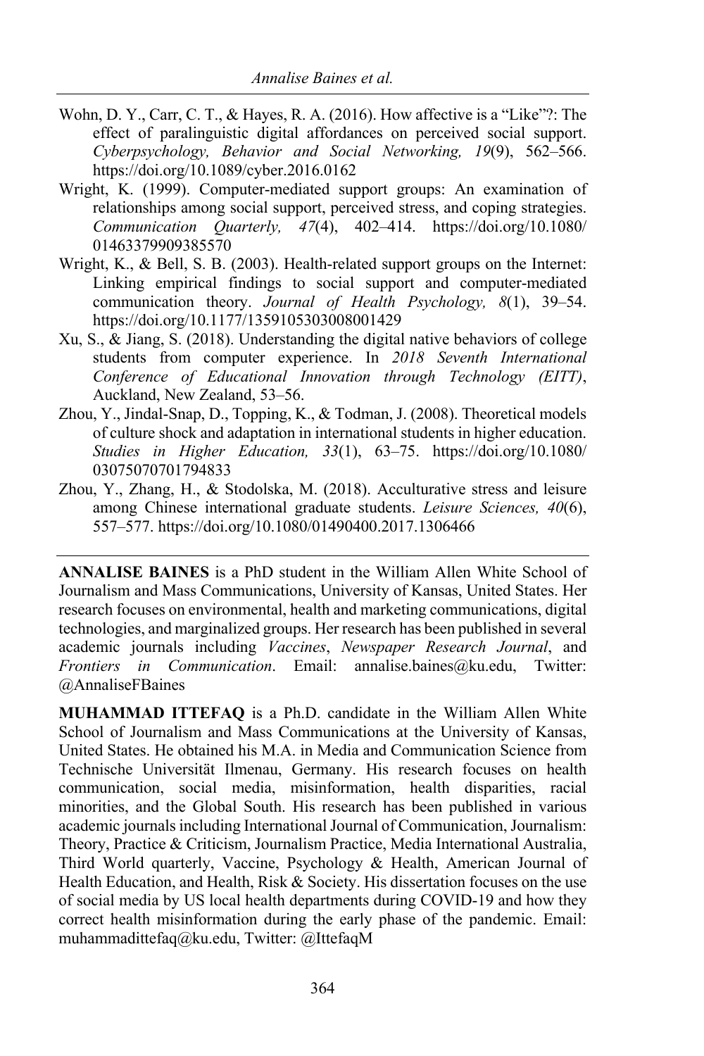Wohn, D. Y., Carr, C. T., & Hayes, R. A. (2016). How affective is a "Like"?: The effect of paralinguistic digital affordances on perceived social support. *Cyberpsychology, Behavior and Social Networking, 19*(9), 562–566. https://doi.org/10.1089/cyber.2016.0162

Wright, K. (1999). Computer-mediated support groups: An examination of relationships among social support, perceived stress, and coping strategies. *Communication Quarterly, 47*(4), 402–414. https://doi.org/10.1080/01463379909385570

Wright, K., & Bell, S. B. (2003). Health-related support groups on the Internet: Linking empirical findings to social support and computer-mediated communication theory. *Journal of Health Psychology, 8*(1), 39–54. https://doi.org/10.1177/1359105303008001429

Xu, S., & Jiang, S. (2018). Understanding the digital native behaviors of college students from computer experience. In *2018 Seventh International Conference of Educational Innovation through Technology (EITT)*, Auckland, New Zealand, 53–56.

Zhou, Y., Jindal-Snap, D., Topping, K., & Todman, J. (2008). Theoretical models of culture shock and adaptation in international students in higher education. *Studies in Higher Education, 33*(1), 63–75. https://doi.org/10.1080/03075070701794833

Zhou, Y., Zhang, H., & Stodolska, M. (2018). Acculturative stress and leisure among Chinese international graduate students. *Leisure Sciences, 40*(6), 557–577. https://doi.org/10.1080/01490400.2017.1306466

---

**ANNALISE BAINES** is a PhD student in the William Allen White School of Journalism and Mass Communications, University of Kansas, United States. Her research focuses on environmental, health and marketing communications, digital technologies, and marginalized groups. Her research has been published in several academic journals including *Vaccines*, *Newspaper Research Journal*, and *Frontiers in Communication*. Email: annalise.baines@ku.edu, Twitter: @AnnaliseFBaines

**MUHAMMAD ITTEFAQ** is a Ph.D. candidate in the William Allen White School of Journalism and Mass Communications at the University of Kansas, United States. He obtained his M.A. in Media and Communication Science from Technische Universität Ilmenau, Germany. His research focuses on health communication, social media, misinformation, health disparities, racial minorities, and the Global South. His research has been published in various academic journals including International Journal of Communication, Journalism: Theory, Practice & Criticism, Journalism Practice, Media International Australia, Third World quarterly, Vaccine, Psychology & Health, American Journal of Health Education, and Health, Risk & Society. His dissertation focuses on the use of social media by US local health departments during COVID-19 and how they correct health misinformation during the early phase of the pandemic. Email: muhammadittefaq@ku.edu, Twitter: @IttefaqM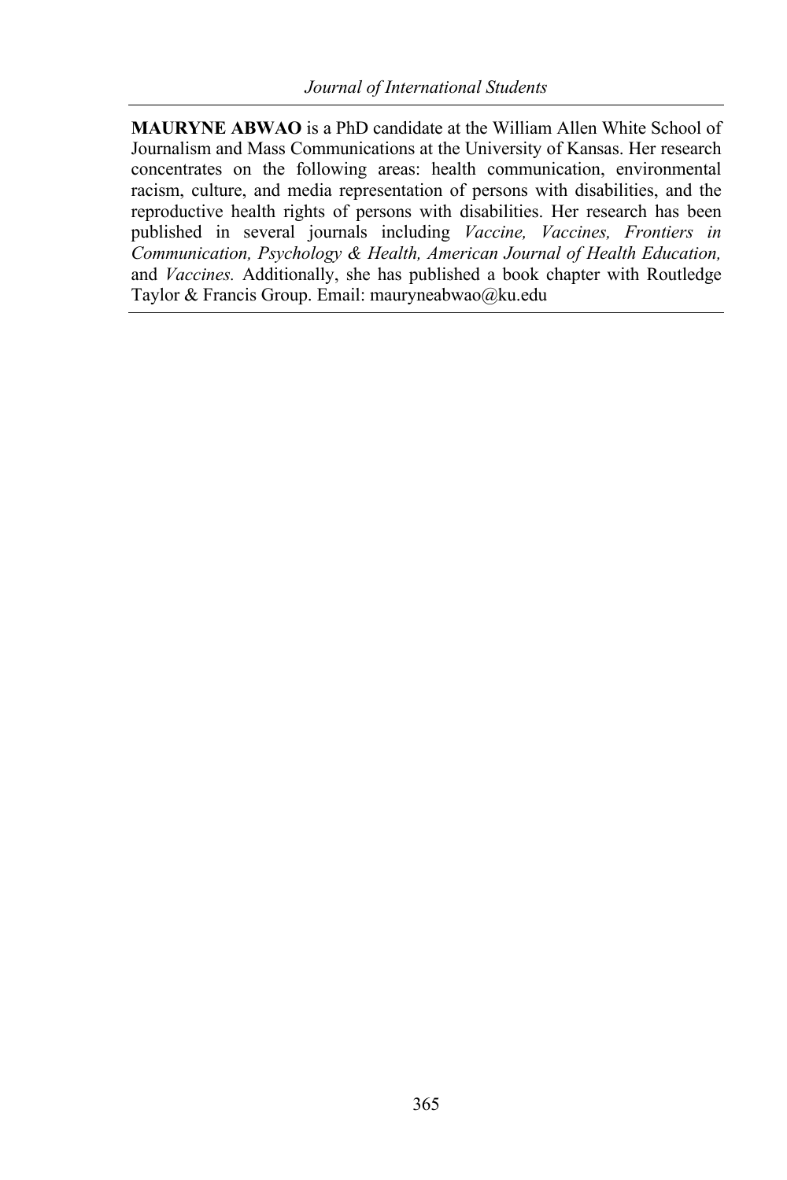**MAURYNE ABWAO** is a PhD candidate at the William Allen White School of Journalism and Mass Communications at the University of Kansas. Her research concentrates on the following areas: health communication, environmental racism, culture, and media representation of persons with disabilities, and the reproductive health rights of persons with disabilities. Her research has been published in several journals including *Vaccine, Vaccines, Frontiers in Communication, Psychology & Health, American Journal of Health Education,* and *Vaccines.* Additionally, she has published a book chapter with Routledge Taylor & Francis Group. Email: mauryneabwao@ku.edu